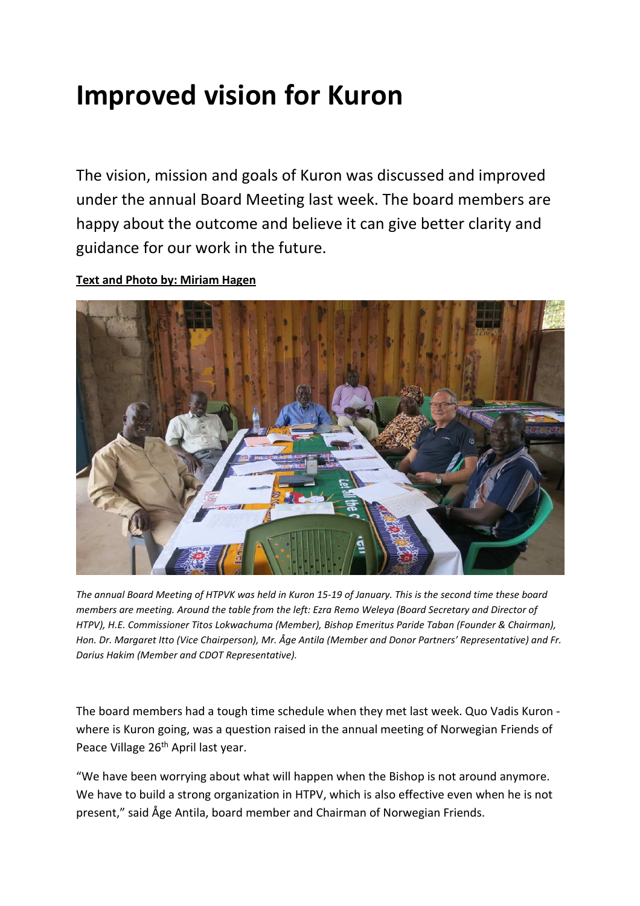# Improved vision for Kuron

The vision, mission and goals of Kuron was discussed and improved under the annual Board Meeting last week. The board members are happy about the outcome and believe it can give better clarity and guidance for our work in the future.

**Text and Photo by: Miriam Hagen**

*The annual Board Meeting of HTPVK was held in Kuron 15-19 of January. This is the second time these board members are meeting. Around the table from the left: Ezra Remo Weleya (Board Secretary and Director of HTPV), H.E. Commissioner Titos Lokwachuma (Member), Bishop Emeritus Paride Taban (Founder & Chairman), Hon. Dr. Margaret Itto (Vice Chairperson), Mr. Åge Antila (Member and Donor Partners' Representative) and Fr. Darius Hakim (Member and CDOT Representative).*

The board members had a tough time schedule when they met last week. Quo Vadis Kuron - where is Kuron going, was a question raised in the annual meeting of Norwegian Friends of Peace Village 26th April last year.

"We have been worrying about what will happen when the Bishop is not around anymore. We have to build a strong organization in HTPV, which is also effective even when he is not present," said Åge Antila, board member and Chairman of Norwegian Friends.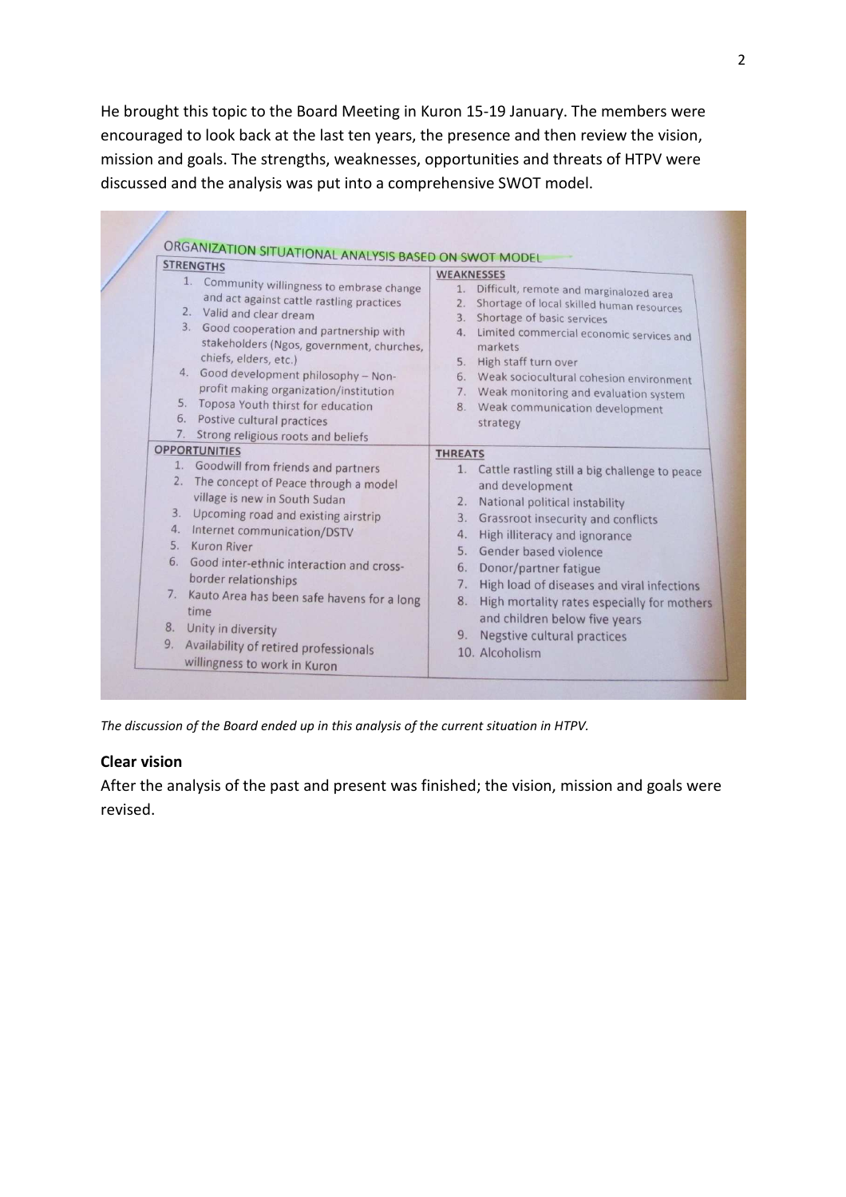He brought this topic to the Board Meeting in Kuron 15-19 January. The members were encouraged to look back at the last ten years, the presence and then review the vision, mission and goals. The strengths, weaknesses, opportunities and threats of HTPV were discussed and the analysis was put into a comprehensive SWOT model.

ORGANIZATION SITUATIONAL ANALYSIS BASED ON SWOT MODEL

| STRENGTHS | WEAKNESSES |
|---|---|
| 1. Community willingness to embrase change and act against cattle rastling practices<br>2. Valid and clear dream<br>3. Good cooperation and partnership with stakeholders (Ngos, government, churches, chiefs, elders, etc.)<br>4. Good development philosophy – Non-profit making organization/institution<br>5. Toposa Youth thirst for education<br>6. Postive cultural practices<br>7. Strong religious roots and beliefs | 1. Difficult, remote and marginalozed area<br>2. Shortage of local skilled human resources<br>3. Shortage of basic services<br>4. Limited commercial economic services and markets<br>5. High staff turn over<br>6. Weak sociocultural cohesion environment<br>7. Weak monitoring and evaluation system<br>8. Weak communication development strategy |
| **OPPORTUNITIES** | **THREATS** |
| 1. Goodwill from friends and partners<br>2. The concept of Peace through a model village is new in South Sudan<br>3. Upcoming road and existing airstrip<br>4. Internet communication/DSTV<br>5. Kuron River<br>6. Good inter-ethnic interaction and cross-border relationships<br>7. Kauto Area has been safe havens for a long time<br>8. Unity in diversity<br>9. Availability of retired professionals willingness to work in Kuron | 1. Cattle rastling still a big challenge to peace and development<br>2. National political instability<br>3. Grassroot insecurity and conflicts<br>4. High illiteracy and ignorance<br>5. Gender based violence<br>6. Donor/partner fatigue<br>7. High load of diseases and viral infections<br>8. High mortality rates especially for mothers and children below five years<br>9. Negstive cultural practices<br>10. Alcoholism |

*The discussion of the Board ended up in this analysis of the current situation in HTPV.*

**Clear vision**

After the analysis of the past and present was finished; the vision, mission and goals were revised.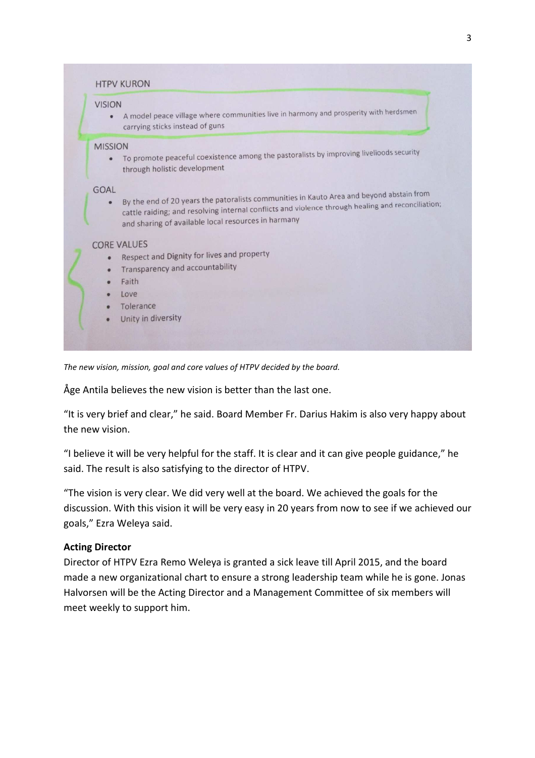HTPV KURON

VISION

- A model peace village where communities live in harmony and prosperity with herdsmen carrying sticks instead of guns

MISSION

- To promote peaceful coexistence among the pastoralists by improving livelioods security through holistic development

GOAL

- By the end of 20 years the patoralists communities in Kauto Area and beyond abstain from cattle raiding; and resolving internal conflicts and violence through healing and reconciliation; and sharing of available local resources in harmany

CORE VALUES

- Respect and Dignity for lives and property
- Transparency and accountability
- Faith
- Love
- Tolerance
- Unity in diversity

*The new vision, mission, goal and core values of HTPV decided by the board.*

Åge Antila believes the new vision is better than the last one.

"It is very brief and clear," he said. Board Member Fr. Darius Hakim is also very happy about the new vision.

"I believe it will be very helpful for the staff. It is clear and it can give people guidance," he said. The result is also satisfying to the director of HTPV.

"The vision is very clear. We did very well at the board. We achieved the goals for the discussion. With this vision it will be very easy in 20 years from now to see if we achieved our goals," Ezra Weleya said.

**Acting Director**

Director of HTPV Ezra Remo Weleya is granted a sick leave till April 2015, and the board made a new organizational chart to ensure a strong leadership team while he is gone. Jonas Halvorsen will be the Acting Director and a Management Committee of six members will meet weekly to support him.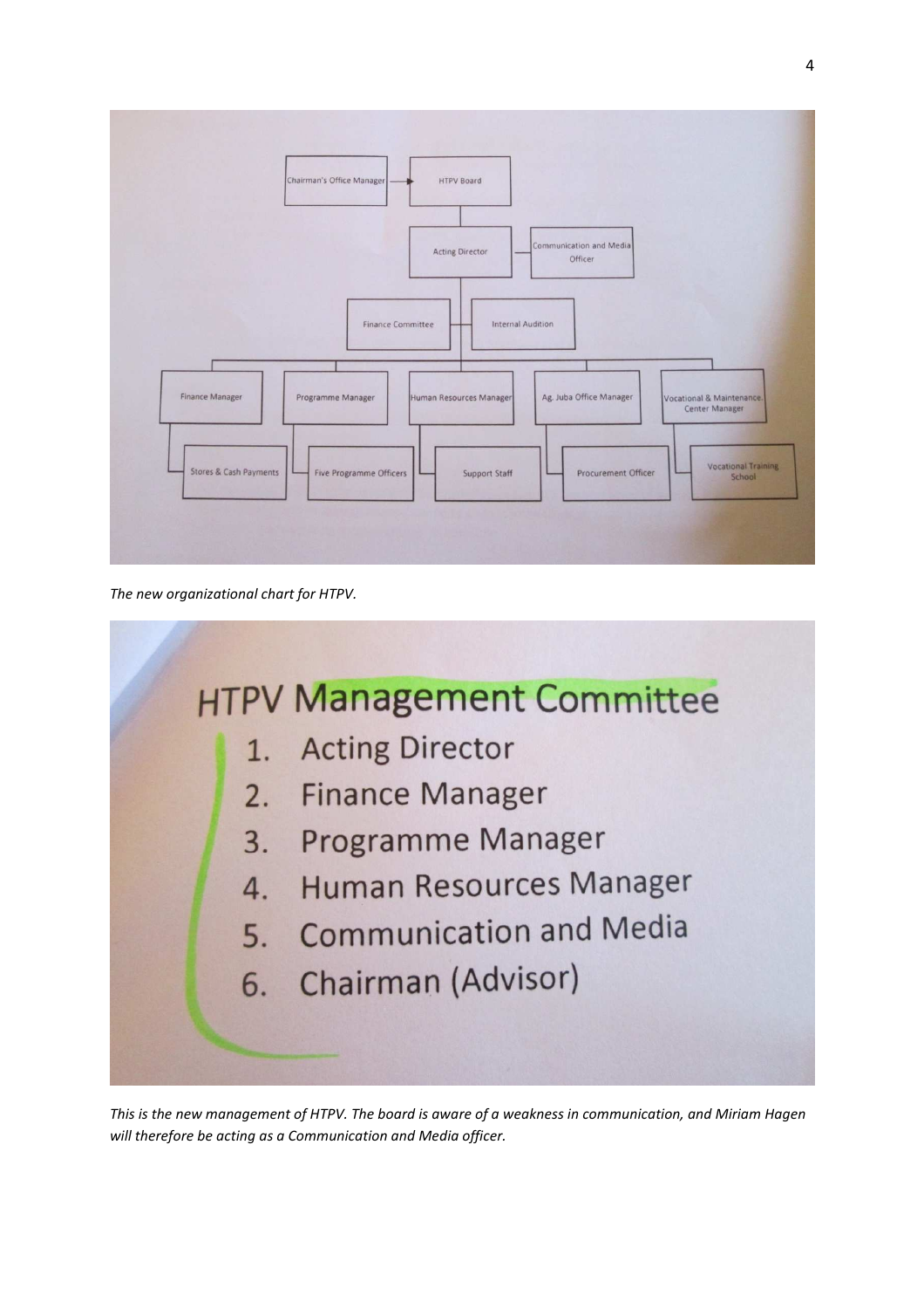Chairman's Office Manager → HTPV Board

HTPV Board
- Acting Director — Communication and Media Officer
  - Finance Committee — Internal Audition
  - Finance Manager
    - Stores & Cash Payments
  - Programme Manager
    - Five Programme Officers
  - Human Resources Manager
    - Support Staff
  - Ag. Juba Office Manager
    - Procurement Officer
  - Vocational & Maintenance Center Manager
    - Vocational Training School

*The new organizational chart for HTPV.*

## HTPV Management Committee

1. Acting Director
2. Finance Manager
3. Programme Manager
4. Human Resources Manager
5. Communication and Media
6. Chairman (Advisor)

*This is the new management of HTPV. The board is aware of a weakness in communication, and Miriam Hagen will therefore be acting as a Communication and Media officer.*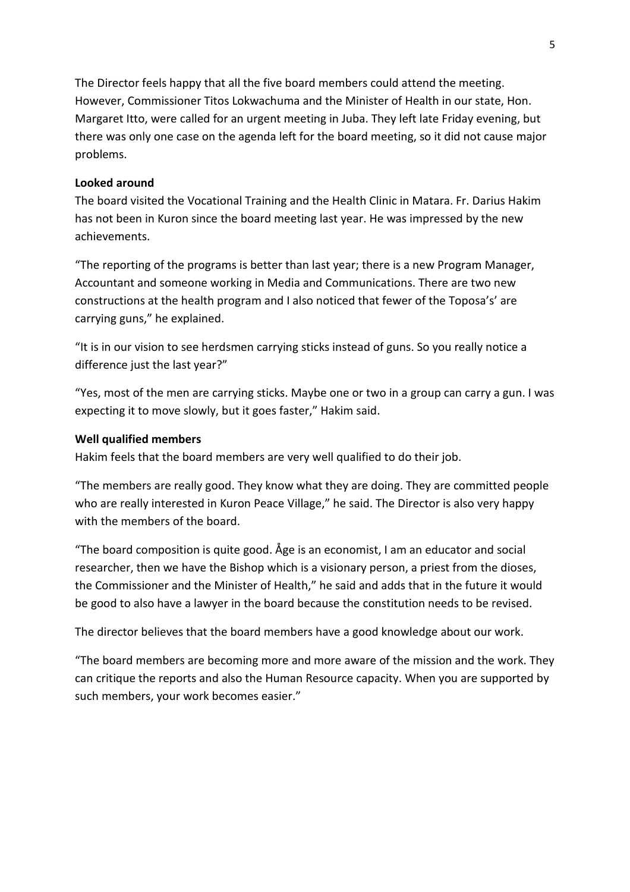The Director feels happy that all the five board members could attend the meeting. However, Commissioner Titos Lokwachuma and the Minister of Health in our state, Hon. Margaret Itto, were called for an urgent meeting in Juba. They left late Friday evening, but there was only one case on the agenda left for the board meeting, so it did not cause major problems.

**Looked around**

The board visited the Vocational Training and the Health Clinic in Matara. Fr. Darius Hakim has not been in Kuron since the board meeting last year. He was impressed by the new achievements.

"The reporting of the programs is better than last year; there is a new Program Manager, Accountant and someone working in Media and Communications. There are two new constructions at the health program and I also noticed that fewer of the Toposa's' are carrying guns," he explained.

"It is in our vision to see herdsmen carrying sticks instead of guns. So you really notice a difference just the last year?"

"Yes, most of the men are carrying sticks. Maybe one or two in a group can carry a gun. I was expecting it to move slowly, but it goes faster," Hakim said.

**Well qualified members**

Hakim feels that the board members are very well qualified to do their job.

"The members are really good. They know what they are doing. They are committed people who are really interested in Kuron Peace Village," he said. The Director is also very happy with the members of the board.

"The board composition is quite good. Åge is an economist, I am an educator and social researcher, then we have the Bishop which is a visionary person, a priest from the dioses, the Commissioner and the Minister of Health," he said and adds that in the future it would be good to also have a lawyer in the board because the constitution needs to be revised.

The director believes that the board members have a good knowledge about our work.

"The board members are becoming more and more aware of the mission and the work. They can critique the reports and also the Human Resource capacity. When you are supported by such members, your work becomes easier."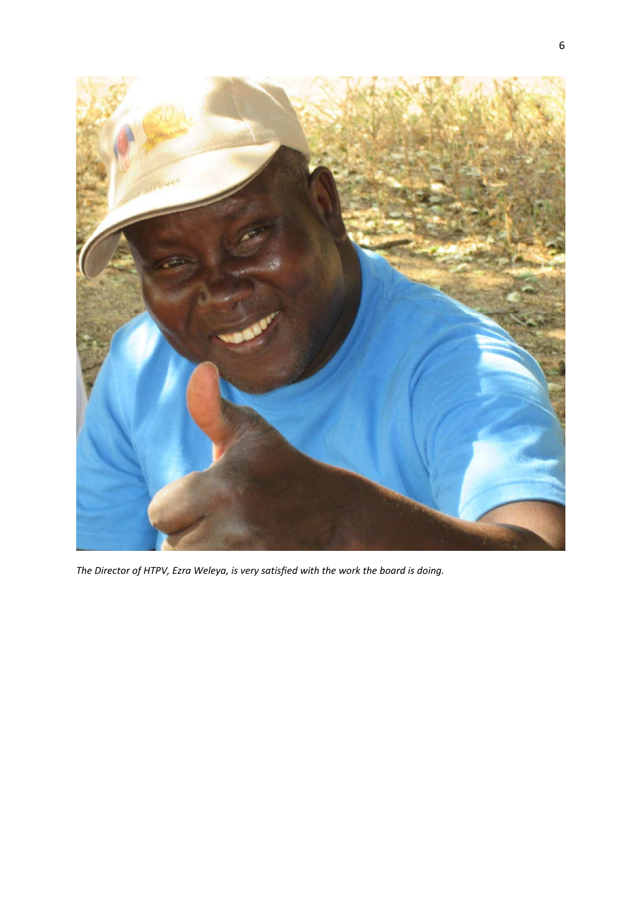*The Director of HTPV, Ezra Weleya, is very satisfied with the work the board is doing.*